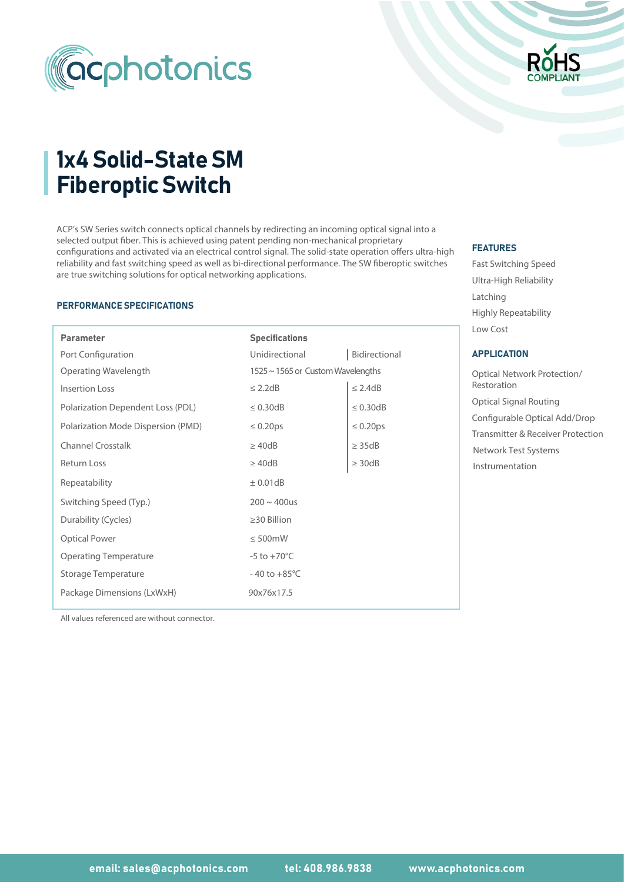# 1x4 Solid-State SM Fiberoptic Switch

ACP's SW Series switch connects optical channels by redirecting an incoming optical signal into a selected output fiber. This is achieved using patent pending non-mechanical proprietary configurations and activated via an electrical control signal. The solid-state operation offers ultra-high reliability and fast switching speed as well as bi-directional performance. The SW fiberoptic switches are true switching solutions for optical networking applications.

### PERFORMANCE SPECIFICATIONS

| Parameter | Specifications | |
|---|---|---|
| Port Configuration | Unidirectional | Bidirectional |
| Operating Wavelength | 1525 ~ 1565 or Custom Wavelengths | |
| Insertion Loss | ≤ 2.2dB | ≤ 2.4dB |
| Polarization Dependent Loss (PDL) | ≤ 0.30dB | ≤ 0.30dB |
| Polarization Mode Dispersion (PMD) | ≤ 0.20ps | ≤ 0.20ps |
| Channel Crosstalk | ≥ 40dB | ≥ 35dB |
| Return Loss | ≥ 40dB | ≥ 30dB |
| Repeatability | ± 0.01dB | |
| Switching Speed (Typ.) | 200 ~ 400us | |
| Durability (Cycles) | ≥30 Billion | |
| Optical Power | ≤ 500mW | |
| Operating Temperature | -5 to +70°C | |
| Storage Temperature | - 40 to +85°C | |
| Package Dimensions (LxWxH) | 90x76x17.5 | |

All values referenced are without connector.

### FEATURES

- Fast Switching Speed
- Ultra-High Reliability
- Latching
- Highly Repeatability
- Low Cost

### APPLICATION

- Optical Network Protection/Restoration
- Optical Signal Routing
- Configurable Optical Add/Drop
- Transmitter & Receiver Protection
- Network Test Systems
- Instrumentation

email: sales@acphotonics.com tel: 408.986.9838 www.acphotonics.com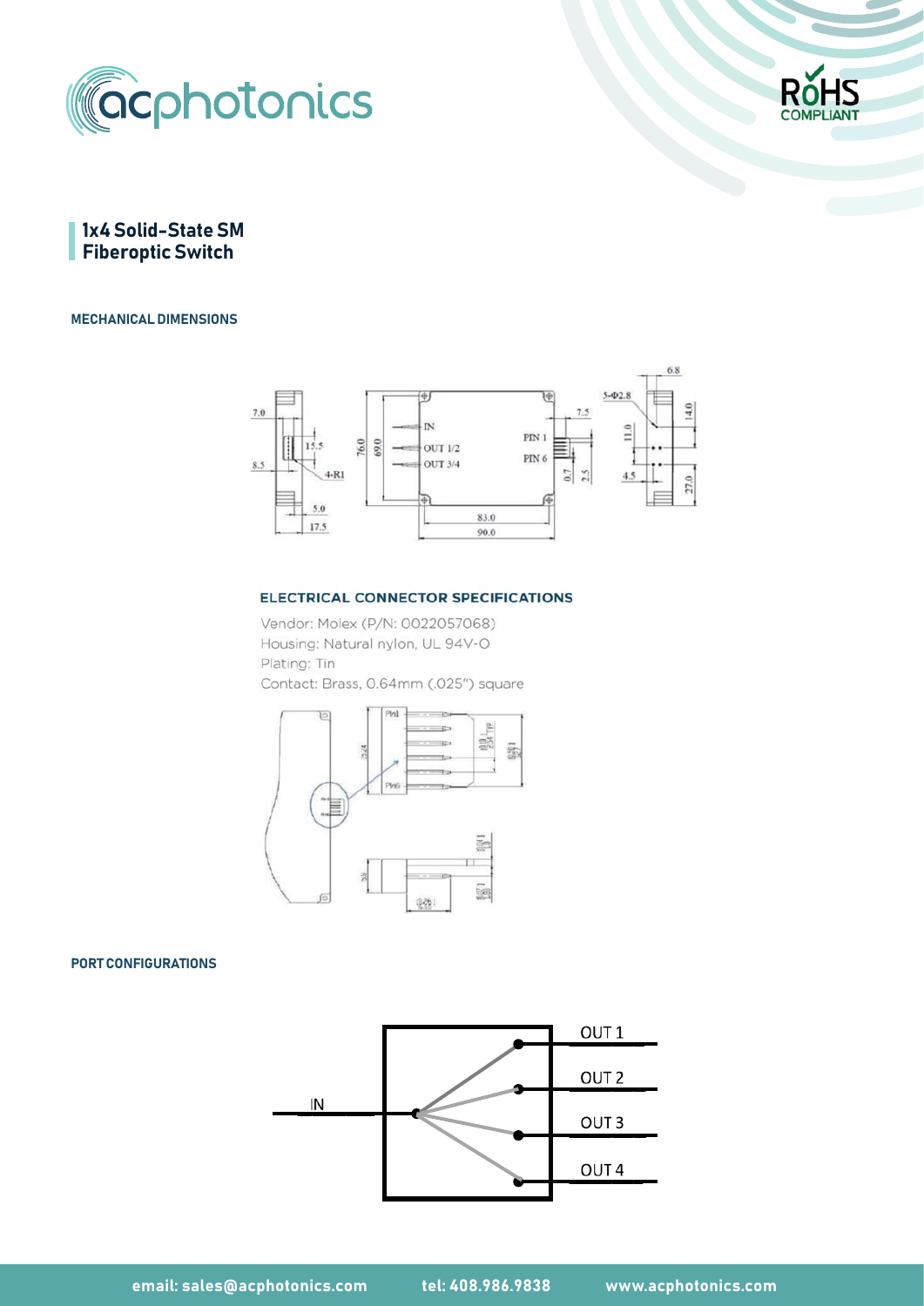# 1x4 Solid-State SM Fiberoptic Switch

## MECHANICAL DIMENSIONS

## ELECTRICAL CONNECTOR SPECIFICATIONS

Vendor: Molex (P/N: 0022057068)
Housing: Natural nylon, UL 94V-O
Plating: Tin
Contact: Brass, 0.64mm (.025") square

## PORT CONFIGURATIONS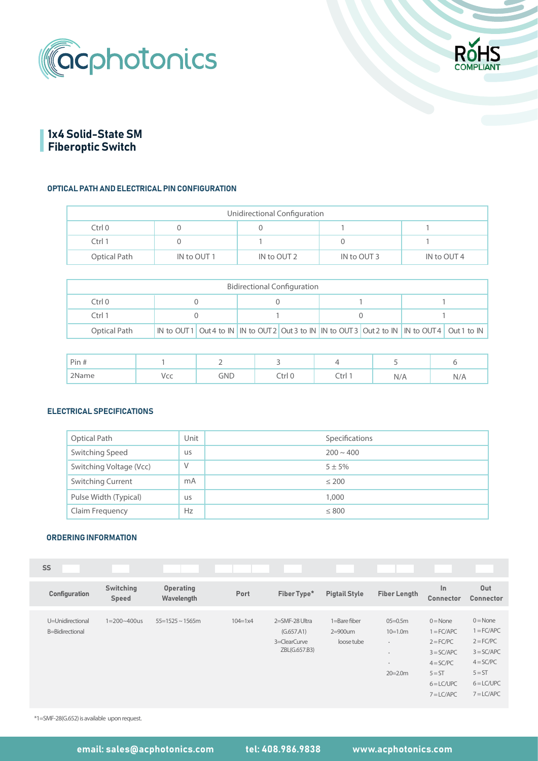# 1x4 Solid-State SM Fiberoptic Switch

## OPTICAL PATH AND ELECTRICAL PIN CONFIGURATION

| Unidirectional Configuration | | | | |
|---|---|---|---|---|
| Ctrl 0 | 0 | 0 | 1 | 1 |
| Ctrl 1 | 0 | 1 | 0 | 1 |
| Optical Path | IN to OUT 1 | IN to OUT 2 | IN to OUT 3 | IN to OUT 4 |

| Bidirectional Configuration | | | | | | | | |
|---|---|---|---|---|---|---|---|---|
| Ctrl 0 | 0 | | 0 | | 1 | | 1 | |
| Ctrl 1 | 0 | | 1 | | 0 | | 1 | |
| Optical Path | IN to OUT 1 | Out 4 to IN | IN to OUT 2 | Out 3 to IN | IN to OUT 3 | Out 2 to IN | IN to OUT 4 | Out 1 to IN |

| Pin # | 1 | 2 | 3 | 4 | 5 | 6 |
|---|---|---|---|---|---|---|
| 2Name | Vcc | GND | Ctrl 0 | Ctrl 1 | N/A | N/A |

## ELECTRICAL SPECIFICATIONS

| Optical Path | Unit | Specifications |
|---|---|---|
| Switching Speed | us | 200 ~ 400 |
| Switching Voltage (Vcc) | V | 5 ± 5% |
| Switching Current | mA | ≤ 200 |
| Pulse Width (Typical) | us | 1,000 |
| Claim Frequency | Hz | ≤ 800 |

## ORDERING INFORMATION

SS

| Configuration | Switching Speed | Operating Wavelength | Port | Fiber Type* | Pigtail Style | Fiber Length | In Connector | Out Connector |
|---|---|---|---|---|---|---|---|---|
| U=Unidirectional<br>B=Bidirectional | 1=200~400us | 55=1525 ~ 1565m | 104=1x4 | 2=SMF-28 Ultra (G.657.A1)<br>3=ClearCurve ZBL(G.657.B3) | 1=Bare fiber<br>2=900um loose tube | 05=0.5m<br>10=1.0m<br>·<br>·<br>·<br>20=2.0m | 0 = None<br>1 = FC/APC<br>2 = FC/PC<br>3 = SC/APC<br>4 = SC/PC<br>5 = ST<br>6 = LC/UPC<br>7 = LC/APC | 0 = None<br>1 = FC/APC<br>2 = FC/PC<br>3 = SC/APC<br>4 = SC/PC<br>5 = ST<br>6 = LC/UPC<br>7 = LC/APC |

*1=SMF-28(G.652) is available upon request.

email: sales@acphotonics.com tel: 408.986.9838 www.acphotonics.com